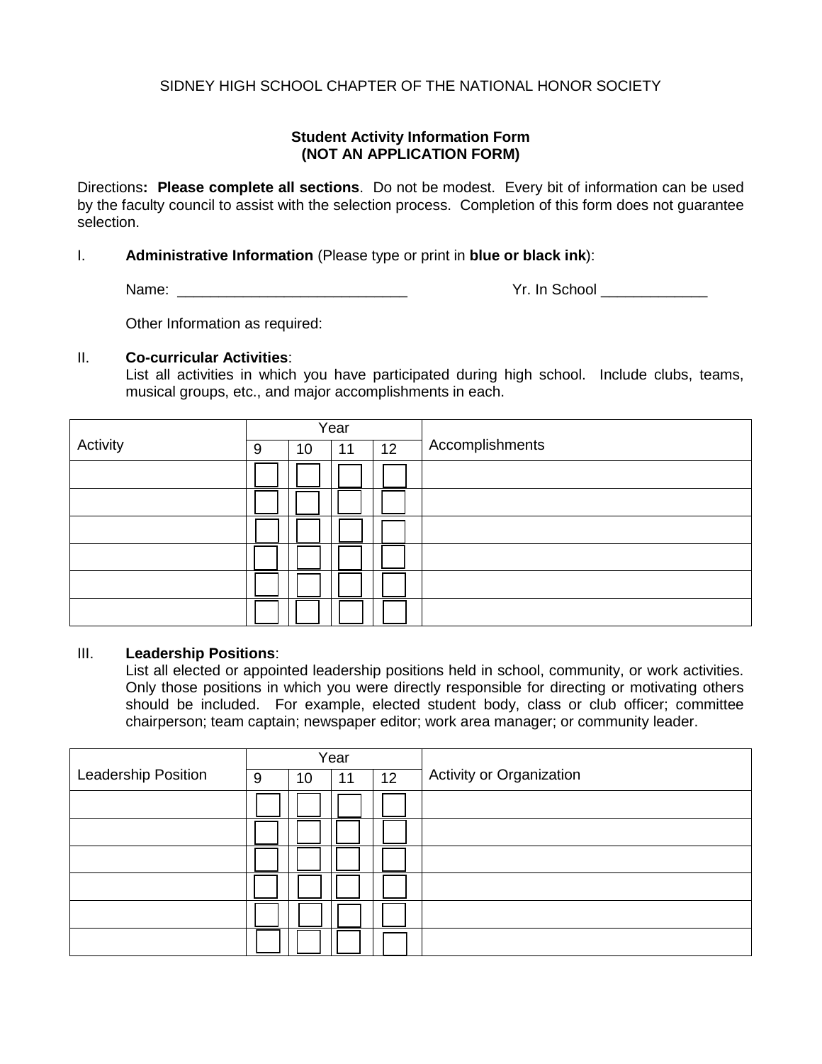SIDNEY HIGH SCHOOL CHAPTER OF THE NATIONAL HONOR SOCIETY

## Student Activity Information Form
## (NOT AN APPLICATION FORM)

Directions**: Please complete all sections**. Do not be modest. Every bit of information can be used by the faculty council to assist with the selection process. Completion of this form does not guarantee selection.

I. **Administrative Information** (Please type or print in **blue or black ink**):

Name: ____________________________ Yr. In School _____________

Other Information as required:

II. **Co-curricular Activities**:
List all activities in which you have participated during high school. Include clubs, teams, musical groups, etc., and major accomplishments in each.

| Activity | Year | | | | Accomplishments |
|---|---|---|---|---|---|
| | 9 | 10 | 11 | 12 | |
| | ☐ | ☐ | ☐ | ☐ | |
| | ☐ | ☐ | ☐ | ☐ | |
| | ☐ | ☐ | ☐ | ☐ | |
| | ☐ | ☐ | ☐ | ☐ | |
| | ☐ | ☐ | ☐ | ☐ | |
| | ☐ | ☐ | ☐ | ☐ | |

III. **Leadership Positions**:
List all elected or appointed leadership positions held in school, community, or work activities. Only those positions in which you were directly responsible for directing or motivating others should be included. For example, elected student body, class or club officer; committee chairperson; team captain; newspaper editor; work area manager; or community leader.

| Leadership Position | Year | | | | Activity or Organization |
|---|---|---|---|---|---|
| | 9 | 10 | 11 | 12 | |
| | ☐ | ☐ | ☐ | ☐ | |
| | ☐ | ☐ | ☐ | ☐ | |
| | ☐ | ☐ | ☐ | ☐ | |
| | ☐ | ☐ | ☐ | ☐ | |
| | ☐ | ☐ | ☐ | ☐ | |
| | ☐ | ☐ | ☐ | ☐ | |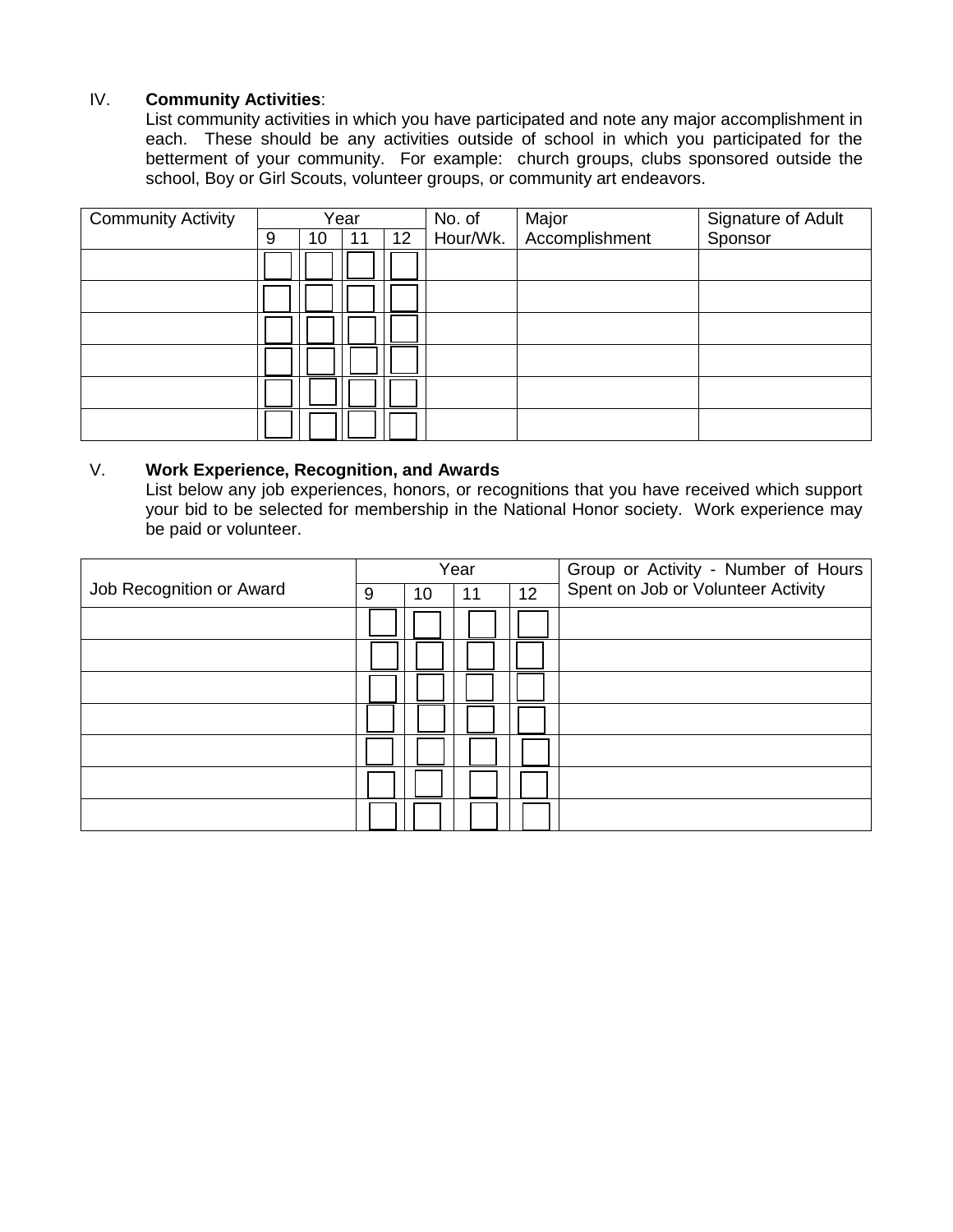IV. **Community Activities**:

List community activities in which you have participated and note any major accomplishment in each. These should be any activities outside of school in which you participated for the betterment of your community. For example: church groups, clubs sponsored outside the school, Boy or Girl Scouts, volunteer groups, or community art endeavors.

| Community Activity | Year | | | | No. of Hour/Wk. | Major Accomplishment | Signature of Adult Sponsor |
|---|---|---|---|---|---|---|---|
| | 9 | 10 | 11 | 12 | | | |
| | ☐ | ☐ | ☐ | ☐ | | | |
| | ☐ | ☐ | ☐ | ☐ | | | |
| | ☐ | ☐ | ☐ | ☐ | | | |
| | ☐ | ☐ | ☐ | ☐ | | | |
| | ☐ | ☐ | ☐ | ☐ | | | |
| | ☐ | ☐ | ☐ | ☐ | | | |

V. **Work Experience, Recognition, and Awards**

List below any job experiences, honors, or recognitions that you have received which support your bid to be selected for membership in the National Honor society. Work experience may be paid or volunteer.

| Job Recognition or Award | Year | | | | Group or Activity - Number of Hours Spent on Job or Volunteer Activity |
|---|---|---|---|---|---|
| | 9 | 10 | 11 | 12 | |
| | ☐ | ☐ | ☐ | ☐ | |
| | ☐ | ☐ | ☐ | ☐ | |
| | ☐ | ☐ | ☐ | ☐ | |
| | ☐ | ☐ | ☐ | ☐ | |
| | ☐ | ☐ | ☐ | ☐ | |
| | ☐ | ☐ | ☐ | ☐ | |
| | ☐ | ☐ | ☐ | ☐ | |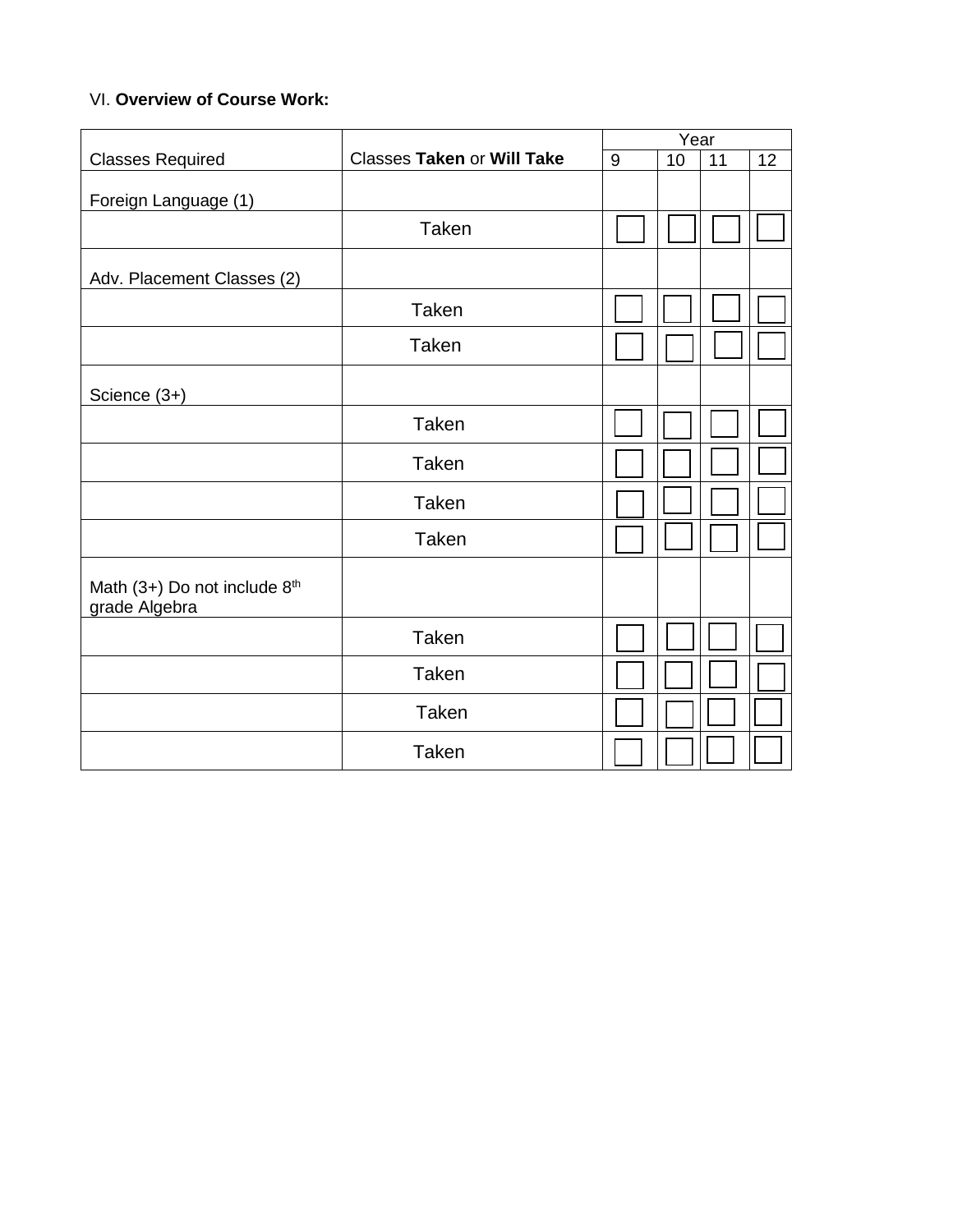VI. **Overview of Course Work:**

| Classes Required | Classes **Taken** or **Will Take** | Year | | | |
|---|---|---|---|---|---|
| | | 9 | 10 | 11 | 12 |
| Foreign Language (1) | | | | | |
| | Taken | ☐ | ☐ | ☐ | ☐ |
| Adv. Placement Classes (2) | | | | | |
| | Taken | ☐ | ☐ | ☐ | ☐ |
| | Taken | ☐ | ☐ | ☐ | ☐ |
| Science (3+) | | | | | |
| | Taken | ☐ | ☐ | ☐ | ☐ |
| | Taken | ☐ | ☐ | ☐ | ☐ |
| | Taken | ☐ | ☐ | ☐ | ☐ |
| | Taken | ☐ | ☐ | ☐ | ☐ |
| Math (3+) Do not include 8th grade Algebra | | | | | |
| | Taken | ☐ | ☐ | ☐ | ☐ |
| | Taken | ☐ | ☐ | ☐ | ☐ |
| | Taken | ☐ | ☐ | ☐ | ☐ |
| | Taken | ☐ | ☐ | ☐ | ☐ |